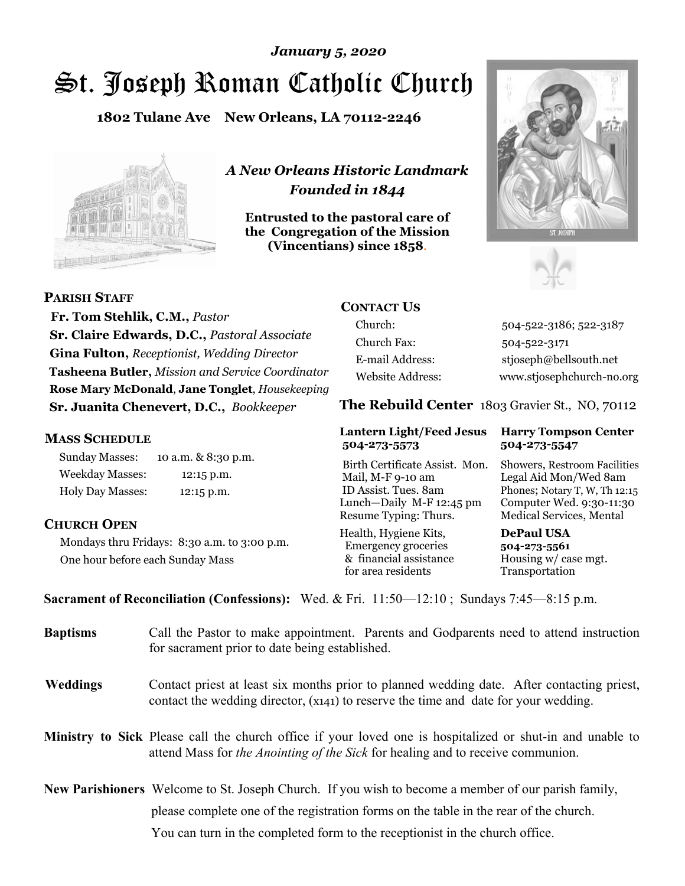*January 5, 2020*

# St. Joseph Roman Catholic Church

**1802 Tulane Ave New Orleans, LA 70112-2246**

*A New Orleans Historic Landmark*
*Founded in 1844*

**Entrusted to the pastoral care of the Congregation of the Mission (Vincentians) since 1858.**

**PARISH STAFF**

**Fr. Tom Stehlik, C.M.,** *Pastor*
**Sr. Claire Edwards, D.C.,** *Pastoral Associate*
**Gina Fulton,** *Receptionist, Wedding Director*
**Tasheena Butler,** *Mission and Service Coordinator*
**Rose Mary McDonald**, **Jane Tonglet**, *Housekeeping*
**Sr. Juanita Chenevert, D.C.,** *Bookkeeper*

**MASS SCHEDULE**

| | |
|---|---|
| Sunday Masses: | 10 a.m. & 8:30 p.m. |
| Weekday Masses: | 12:15 p.m. |
| Holy Day Masses: | 12:15 p.m. |

**CHURCH OPEN**

Mondays thru Fridays: 8:30 a.m. to 3:00 p.m.
One hour before each Sunday Mass

**CONTACT US**

| | |
|---|---|
| Church: | 504-522-3186; 522-3187 |
| Church Fax: | 504-522-3171 |
| E-mail Address: | stjoseph@bellsouth.net |
| Website Address: | www.stjosephchurch-no.org |

**The Rebuild Center** 1803 Gravier St., NO, 70112

| **Lantern Light/Feed Jesus 504-273-5573** | **Harry Tompson Center 504-273-5547** |
|---|---|
| Birth Certificate Assist. Mon. Mail, M-F 9-10 am ID Assist. Tues. 8am Lunch—Daily M-F 12:45 pm Resume Typing: Thurs. | Showers, Restroom Facilities Legal Aid Mon/Wed 8am Phones; Notary T, W, Th 12:15 Computer Wed. 9:30-11:30 Medical Services, Mental |
| Health, Hygiene Kits, Emergency groceries & financial assistance for area residents | **DePaul USA 504-273-5561** Housing w/ case mgt. Transportation |

**Sacrament of Reconciliation (Confessions):** Wed. & Fri. 11:50—12:10 ; Sundays 7:45—8:15 p.m.

**Baptisms** Call the Pastor to make appointment. Parents and Godparents need to attend instruction for sacrament prior to date being established.

**Weddings** Contact priest at least six months prior to planned wedding date. After contacting priest, contact the wedding director, (x141) to reserve the time and date for your wedding.

**Ministry to Sick** Please call the church office if your loved one is hospitalized or shut-in and unable to attend Mass for *the Anointing of the Sick* for healing and to receive communion.

**New Parishioners** Welcome to St. Joseph Church. If you wish to become a member of our parish family, please complete one of the registration forms on the table in the rear of the church. You can turn in the completed form to the receptionist in the church office.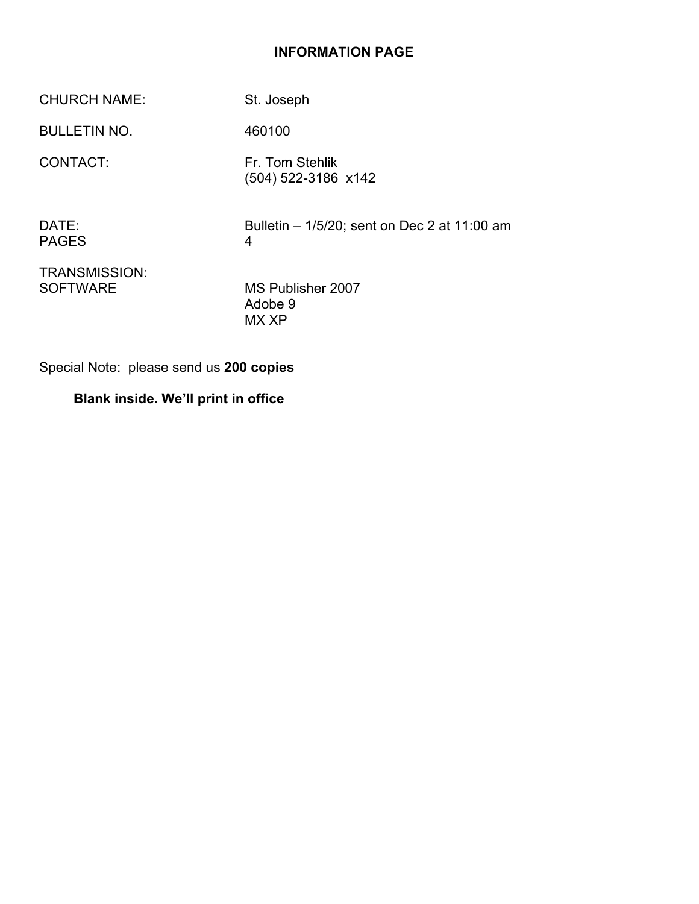## INFORMATION PAGE

| | |
|---|---|
| CHURCH NAME: | St. Joseph |
| BULLETIN NO. | 460100 |
| CONTACT: | Fr. Tom Stehlik<br>(504) 522-3186 x142 |
| DATE:<br>PAGES | Bulletin – 1/5/20; sent on Dec 2 at 11:00 am<br>4 |
| TRANSMISSION:<br>SOFTWARE | MS Publisher 2007<br>Adobe 9<br>MX XP |

Special Note: please send us **200 copies**

**Blank inside. We'll print in office**